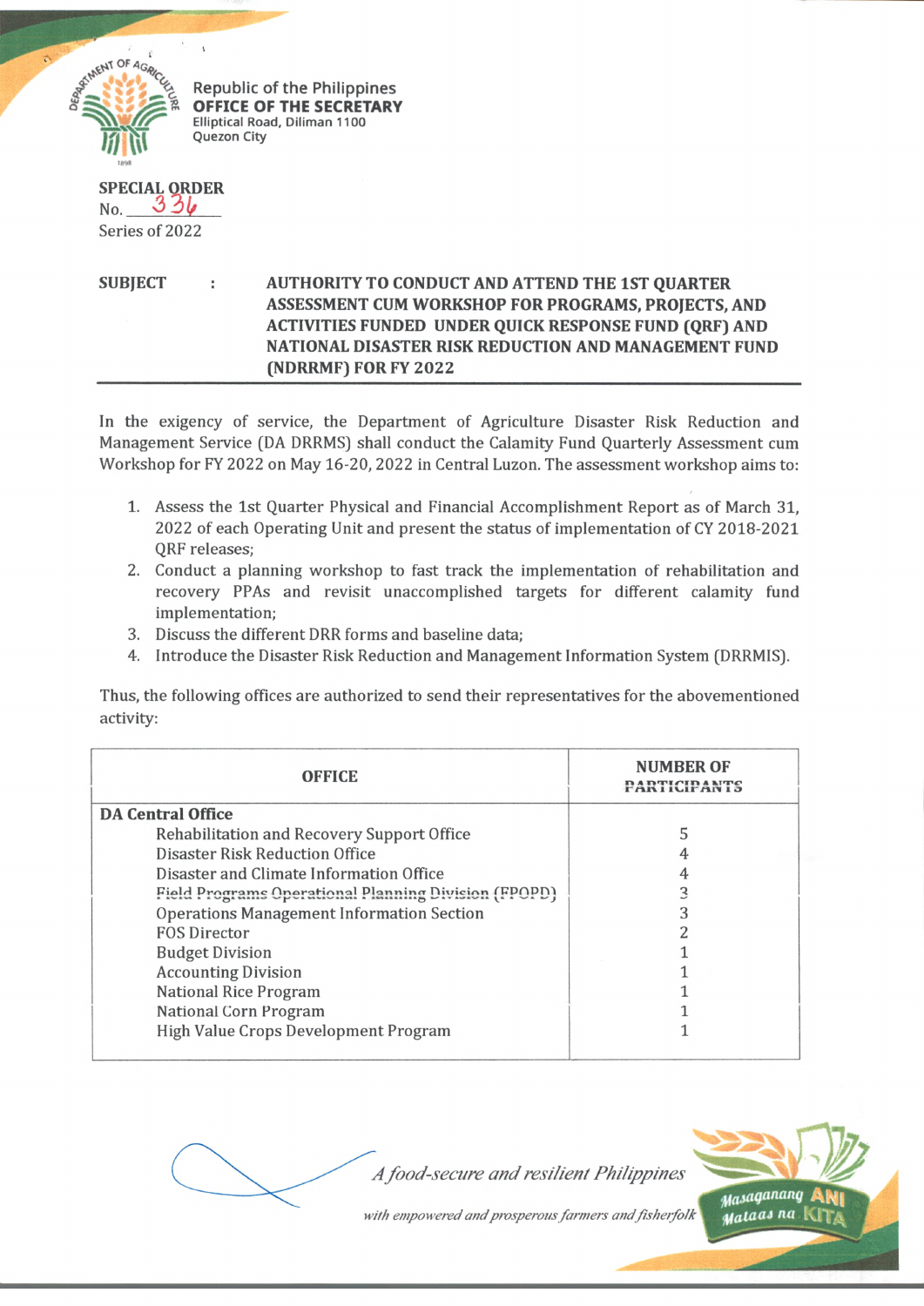Republic of the Philippines
**OFFICE OF THE SECRETARY**
Elliptical Road, Diliman 1100
Quezon City

**SPECIAL ORDER**
No. 336
Series of 2022

**SUBJECT : AUTHORITY TO CONDUCT AND ATTEND THE 1ST QUARTER ASSESSMENT CUM WORKSHOP FOR PROGRAMS, PROJECTS, AND ACTIVITIES FUNDED UNDER QUICK RESPONSE FUND (QRF) AND NATIONAL DISASTER RISK REDUCTION AND MANAGEMENT FUND (NDRRMF) FOR FY 2022**

In the exigency of service, the Department of Agriculture Disaster Risk Reduction and Management Service (DA DRRMS) shall conduct the Calamity Fund Quarterly Assessment cum Workshop for FY 2022 on May 16-20, 2022 in Central Luzon. The assessment workshop aims to:

1. Assess the 1st Quarter Physical and Financial Accomplishment Report as of March 31, 2022 of each Operating Unit and present the status of implementation of CY 2018-2021 QRF releases;
2. Conduct a planning workshop to fast track the implementation of rehabilitation and recovery PPAs and revisit unaccomplished targets for different calamity fund implementation;
3. Discuss the different DRR forms and baseline data;
4. Introduce the Disaster Risk Reduction and Management Information System (DRRMIS).

Thus, the following offices are authorized to send their representatives for the abovementioned activity:

| OFFICE | NUMBER OF PARTICIPANTS |
|---|---|
| **DA Central Office** | |
| Rehabilitation and Recovery Support Office | 5 |
| Disaster Risk Reduction Office | 4 |
| Disaster and Climate Information Office | 4 |
| Field Programs Operational Planning Division (FPOPD) | 3 |
| Operations Management Information Section | 3 |
| FOS Director | 2 |
| Budget Division | 1 |
| Accounting Division | 1 |
| National Rice Program | 1 |
| National Corn Program | 1 |
| High Value Crops Development Program | 1 |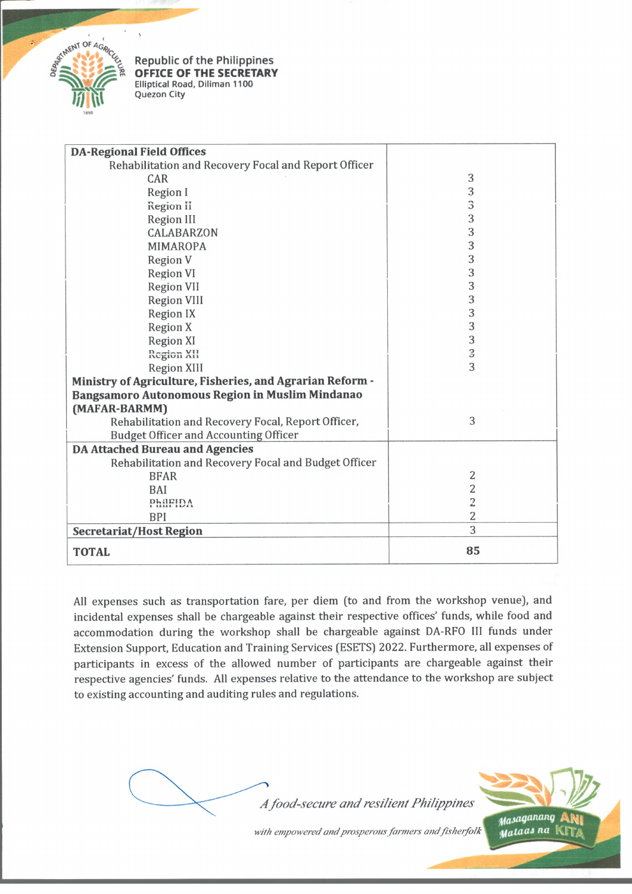| | |
|---|---|
| **DA-Regional Field Offices** | |
| Rehabilitation and Recovery Focal and Report Officer | |
| CAR | 3 |
| Region I | 3 |
| Region II | 3 |
| Region III | 3 |
| CALABARZON | 3 |
| MIMAROPA | 3 |
| Region V | 3 |
| Region VI | 3 |
| Region VII | 3 |
| Region VIII | 3 |
| Region IX | 3 |
| Region X | 3 |
| Region XI | 3 |
| Region XII | 3 |
| Region XIII | 3 |
| **Ministry of Agriculture, Fisheries, and Agrarian Reform - Bangsamoro Autonomous Region in Muslim Mindanao (MAFAR-BARMM)** | |
| Rehabilitation and Recovery Focal, Report Officer, Budget Officer and Accounting Officer | 3 |
| **DA Attached Bureau and Agencies** | |
| Rehabilitation and Recovery Focal and Budget Officer | |
| BFAR | 2 |
| BAI | 2 |
| PhilFIDA | 2 |
| BPI | 2 |
| **Secretariat/Host Region** | 3 |
| **TOTAL** | **85** |

All expenses such as transportation fare, per diem (to and from the workshop venue), and incidental expenses shall be chargeable against their respective offices' funds, while food and accommodation during the workshop shall be chargeable against DA-RFO III funds under Extension Support, Education and Training Services (ESETS) 2022. Furthermore, all expenses of participants in excess of the allowed number of participants are chargeable against their respective agencies' funds. All expenses relative to the attendance to the workshop are subject to existing accounting and auditing rules and regulations.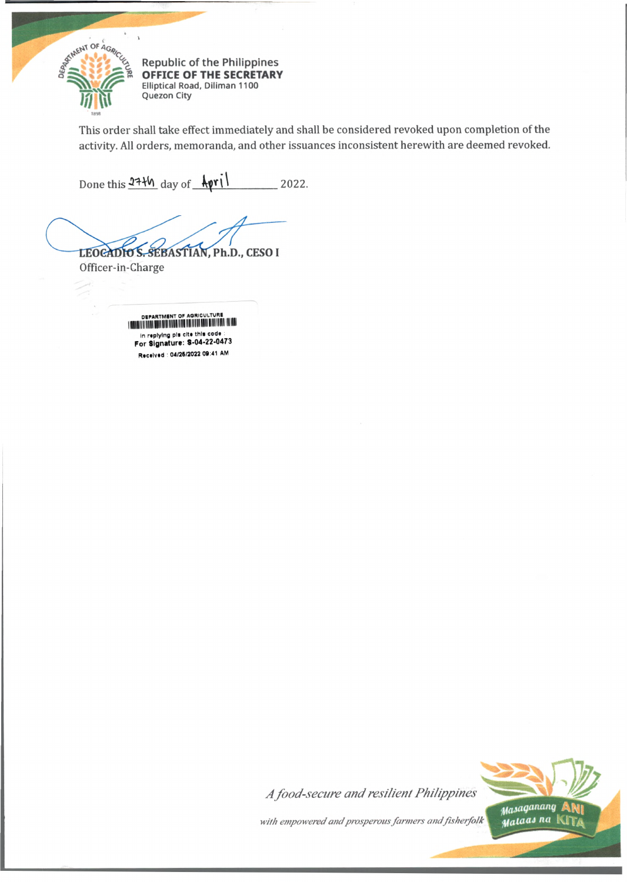This order shall take effect immediately and shall be considered revoked upon completion of the activity. All orders, memoranda, and other issuances inconsistent herewith are deemed revoked.

Done this 27th day of April 2022.

**LEOCADIO S. SEBASTIAN, Ph.D., CESO I**
Officer-in-Charge

DEPARTMENT OF AGRICULTURE
In replying pls cite this code :
For Signature: S-04-22-0473
Received : 04/26/2022 09:41 AM